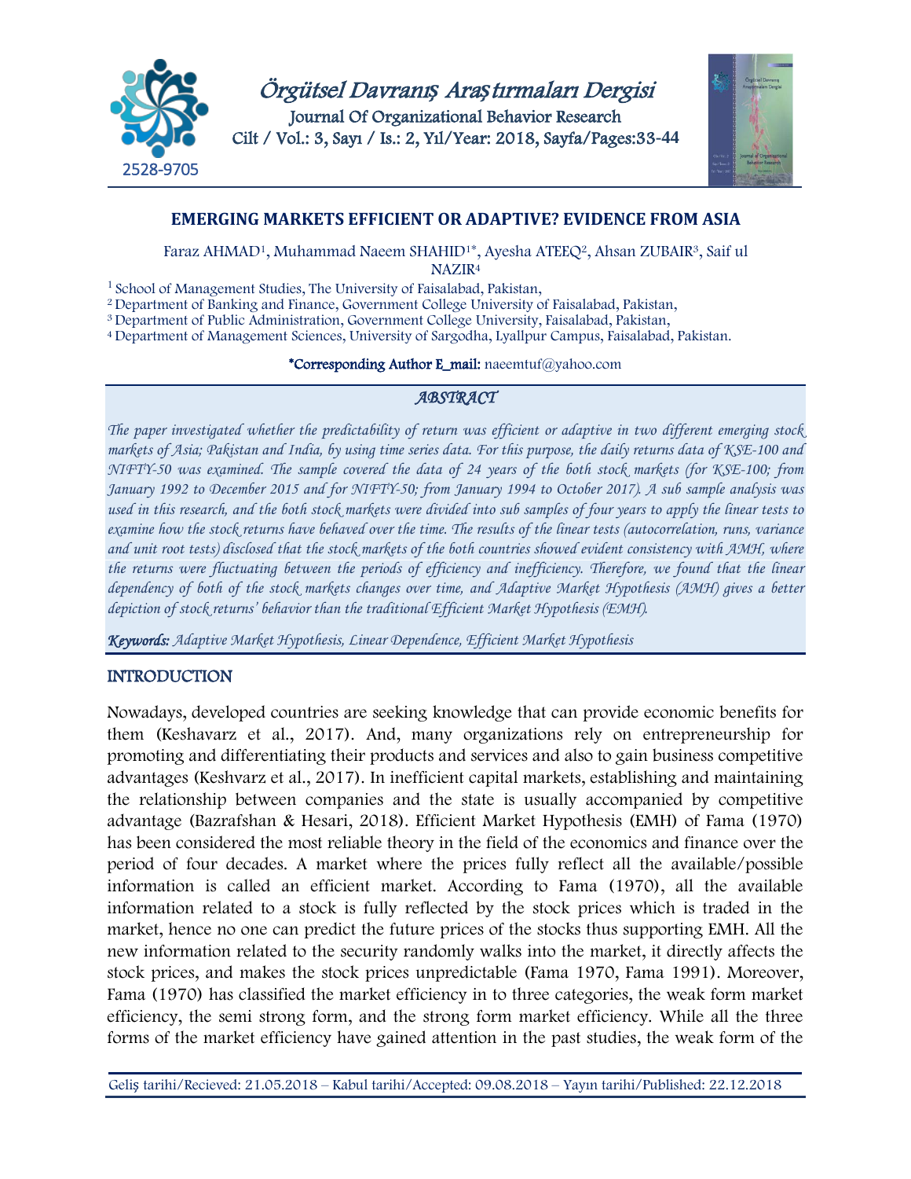# EMERGING MARKETS EFFICIENT OR ADAPTIVE? EVIDENCE FROM ASIA

Faraz AHMAD[1], Muhammad Naeem SHAHID[1*], Ayesha ATEEQ[2], Ahsan ZUBAIR[3], Saif ul NAZIR[4]

[1] School of Management Studies, The University of Faisalabad, Pakistan,
[2] Department of Banking and Finance, Government College University of Faisalabad, Pakistan,
[3] Department of Public Administration, Government College University, Faisalabad, Pakistan,
[4] Department of Management Sciences, University of Sargodha, Lyallpur Campus, Faisalabad, Pakistan.

**\*Corresponding Author E_mail:** naeemtuf@yahoo.com

## *ABSTRACT*

*The paper investigated whether the predictability of return was efficient or adaptive in two different emerging stock markets of Asia; Pakistan and India, by using time series data. For this purpose, the daily returns data of KSE-100 and NIFTY-50 was examined. The sample covered the data of 24 years of the both stock markets (for KSE-100; from January 1992 to December 2015 and for NIFTY-50; from January 1994 to October 2017). A sub sample analysis was used in this research, and the both stock markets were divided into sub samples of four years to apply the linear tests to examine how the stock returns have behaved over the time. The results of the linear tests (autocorrelation, runs, variance and unit root tests) disclosed that the stock markets of the both countries showed evident consistency with AMH, where the returns were fluctuating between the periods of efficiency and inefficiency. Therefore, we found that the linear dependency of both of the stock markets changes over time, and Adaptive Market Hypothesis (AMH) gives a better depiction of stock returns' behavior than the traditional Efficient Market Hypothesis (EMH).*

***Keywords:*** *Adaptive Market Hypothesis, Linear Dependence, Efficient Market Hypothesis*

## INTRODUCTION

Nowadays, developed countries are seeking knowledge that can provide economic benefits for them (Keshavarz et al., 2017). And, many organizations rely on entrepreneurship for promoting and differentiating their products and services and also to gain business competitive advantages (Keshvarz et al., 2017). In inefficient capital markets, establishing and maintaining the relationship between companies and the state is usually accompanied by competitive advantage (Bazrafshan & Hesari, 2018). Efficient Market Hypothesis (EMH) of Fama (1970) has been considered the most reliable theory in the field of the economics and finance over the period of four decades. A market where the prices fully reflect all the available/possible information is called an efficient market. According to Fama (1970), all the available information related to a stock is fully reflected by the stock prices which is traded in the market, hence no one can predict the future prices of the stocks thus supporting EMH. All the new information related to the security randomly walks into the market, it directly affects the stock prices, and makes the stock prices unpredictable (Fama 1970, Fama 1991). Moreover, Fama (1970) has classified the market efficiency in to three categories, the weak form market efficiency, the semi strong form, and the strong form market efficiency. While all the three forms of the market efficiency have gained attention in the past studies, the weak form of the

Geliş tarihi/Recieved: 21.05.2018 – Kabul tarihi/Accepted: 09.08.2018 – Yayın tarihi/Published: 22.12.2018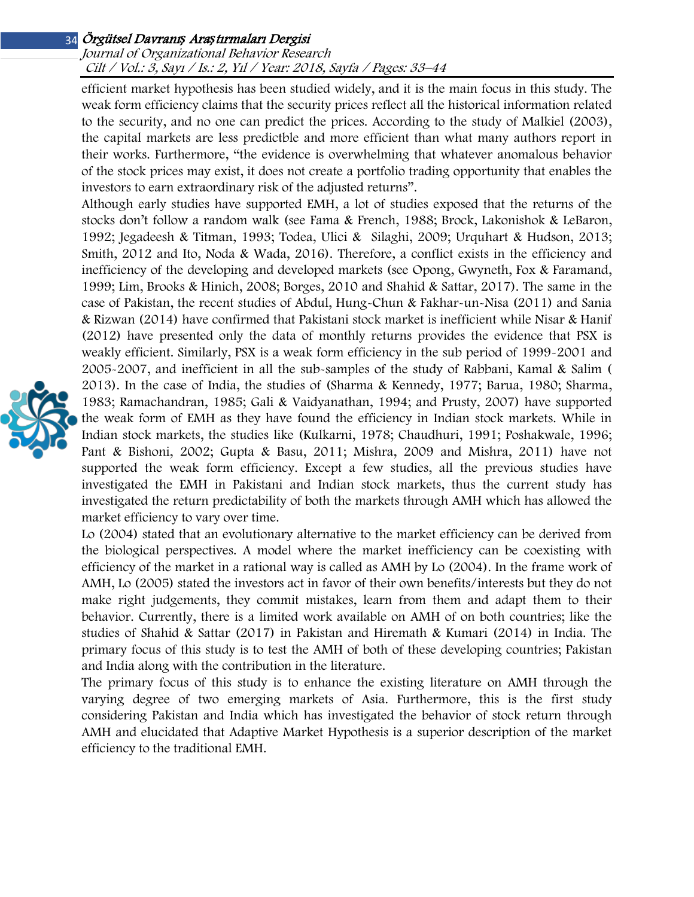efficient market hypothesis has been studied widely, and it is the main focus in this study. The weak form efficiency claims that the security prices reflect all the historical information related to the security, and no one can predict the prices. According to the study of Malkiel (2003), the capital markets are less predictble and more efficient than what many authors report in their works. Furthermore, "the evidence is overwhelming that whatever anomalous behavior of the stock prices may exist, it does not create a portfolio trading opportunity that enables the investors to earn extraordinary risk of the adjusted returns".

Although early studies have supported EMH, a lot of studies exposed that the returns of the stocks don't follow a random walk (see Fama & French, 1988; Brock, Lakonishok & LeBaron, 1992; Jegadeesh & Titman, 1993; Todea, Ulici & Silaghi, 2009; Urquhart & Hudson, 2013; Smith, 2012 and Ito, Noda & Wada, 2016). Therefore, a conflict exists in the efficiency and inefficiency of the developing and developed markets (see Opong, Gwyneth, Fox & Faramand, 1999; Lim, Brooks & Hinich, 2008; Borges, 2010 and Shahid & Sattar, 2017). The same in the case of Pakistan, the recent studies of Abdul, Hung-Chun & Fakhar-un-Nisa (2011) and Sania & Rizwan (2014) have confirmed that Pakistani stock market is inefficient while Nisar & Hanif (2012) have presented only the data of monthly returns provides the evidence that PSX is weakly efficient. Similarly, PSX is a weak form efficiency in the sub period of 1999-2001 and 2005-2007, and inefficient in all the sub-samples of the study of Rabbani, Kamal & Salim ( 2013). In the case of India, the studies of (Sharma & Kennedy, 1977; Barua, 1980; Sharma, 1983; Ramachandran, 1985; Gali & Vaidyanathan, 1994; and Prusty, 2007) have supported the weak form of EMH as they have found the efficiency in Indian stock markets. While in Indian stock markets, the studies like (Kulkarni, 1978; Chaudhuri, 1991; Poshakwale, 1996; Pant & Bishoni, 2002; Gupta & Basu, 2011; Mishra, 2009 and Mishra, 2011) have not supported the weak form efficiency. Except a few studies, all the previous studies have investigated the EMH in Pakistani and Indian stock markets, thus the current study has investigated the return predictability of both the markets through AMH which has allowed the market efficiency to vary over time.

Lo (2004) stated that an evolutionary alternative to the market efficiency can be derived from the biological perspectives. A model where the market inefficiency can be coexisting with efficiency of the market in a rational way is called as AMH by Lo (2004). In the frame work of AMH, Lo (2005) stated the investors act in favor of their own benefits/interests but they do not make right judgements, they commit mistakes, learn from them and adapt them to their behavior. Currently, there is a limited work available on AMH of on both countries; like the studies of Shahid & Sattar (2017) in Pakistan and Hiremath & Kumari (2014) in India. The primary focus of this study is to test the AMH of both of these developing countries; Pakistan and India along with the contribution in the literature.

The primary focus of this study is to enhance the existing literature on AMH through the varying degree of two emerging markets of Asia. Furthermore, this is the first study considering Pakistan and India which has investigated the behavior of stock return through AMH and elucidated that Adaptive Market Hypothesis is a superior description of the market efficiency to the traditional EMH.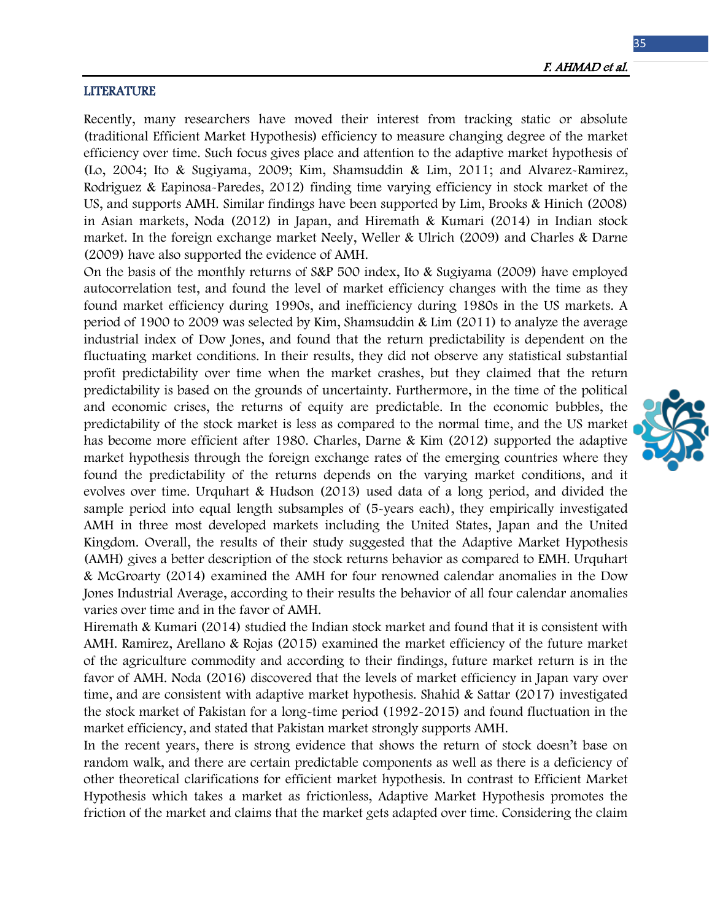## LITERATURE

Recently, many researchers have moved their interest from tracking static or absolute (traditional Efficient Market Hypothesis) efficiency to measure changing degree of the market efficiency over time. Such focus gives place and attention to the adaptive market hypothesis of (Lo, 2004; Ito & Sugiyama, 2009; Kim, Shamsuddin & Lim, 2011; and Alvarez-Ramirez, Rodriguez & Eapinosa-Paredes, 2012) finding time varying efficiency in stock market of the US, and supports AMH. Similar findings have been supported by Lim, Brooks & Hinich (2008) in Asian markets, Noda (2012) in Japan, and Hiremath & Kumari (2014) in Indian stock market. In the foreign exchange market Neely, Weller & Ulrich (2009) and Charles & Darne (2009) have also supported the evidence of AMH.

On the basis of the monthly returns of S&P 500 index, Ito & Sugiyama (2009) have employed autocorrelation test, and found the level of market efficiency changes with the time as they found market efficiency during 1990s, and inefficiency during 1980s in the US markets. A period of 1900 to 2009 was selected by Kim, Shamsuddin & Lim (2011) to analyze the average industrial index of Dow Jones, and found that the return predictability is dependent on the fluctuating market conditions. In their results, they did not observe any statistical substantial profit predictability over time when the market crashes, but they claimed that the return predictability is based on the grounds of uncertainty. Furthermore, in the time of the political and economic crises, the returns of equity are predictable. In the economic bubbles, the predictability of the stock market is less as compared to the normal time, and the US market has become more efficient after 1980. Charles, Darne & Kim (2012) supported the adaptive market hypothesis through the foreign exchange rates of the emerging countries where they found the predictability of the returns depends on the varying market conditions, and it evolves over time. Urquhart & Hudson (2013) used data of a long period, and divided the sample period into equal length subsamples of (5-years each), they empirically investigated AMH in three most developed markets including the United States, Japan and the United Kingdom. Overall, the results of their study suggested that the Adaptive Market Hypothesis (AMH) gives a better description of the stock returns behavior as compared to EMH. Urquhart & McGroarty (2014) examined the AMH for four renowned calendar anomalies in the Dow Jones Industrial Average, according to their results the behavior of all four calendar anomalies varies over time and in the favor of AMH.

Hiremath & Kumari (2014) studied the Indian stock market and found that it is consistent with AMH. Ramirez, Arellano & Rojas (2015) examined the market efficiency of the future market of the agriculture commodity and according to their findings, future market return is in the favor of AMH. Noda (2016) discovered that the levels of market efficiency in Japan vary over time, and are consistent with adaptive market hypothesis. Shahid & Sattar (2017) investigated the stock market of Pakistan for a long-time period (1992-2015) and found fluctuation in the market efficiency, and stated that Pakistan market strongly supports AMH.

In the recent years, there is strong evidence that shows the return of stock doesn't base on random walk, and there are certain predictable components as well as there is a deficiency of other theoretical clarifications for efficient market hypothesis. In contrast to Efficient Market Hypothesis which takes a market as frictionless, Adaptive Market Hypothesis promotes the friction of the market and claims that the market gets adapted over time. Considering the claim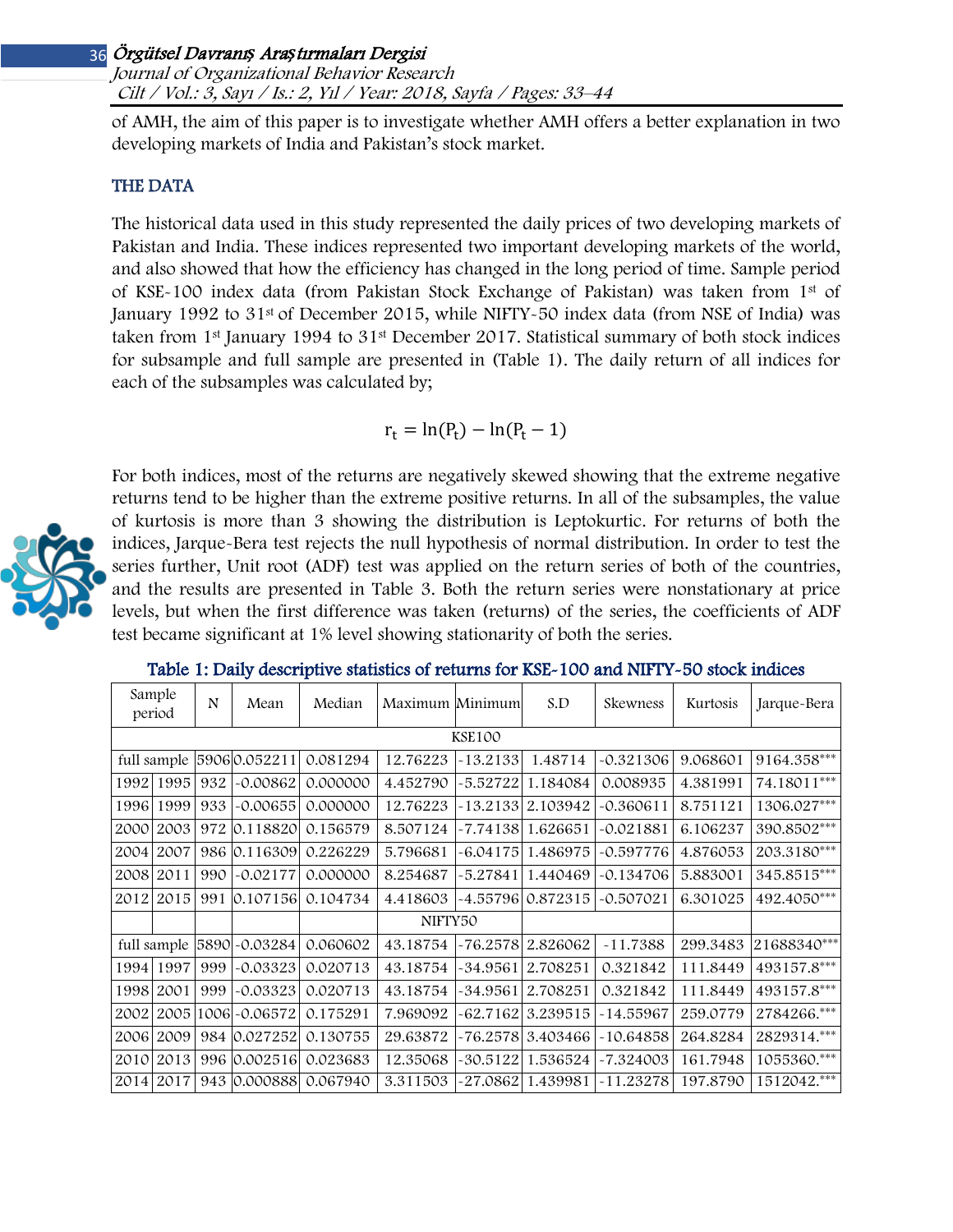of AMH, the aim of this paper is to investigate whether AMH offers a better explanation in two developing markets of India and Pakistan's stock market.

## THE DATA

The historical data used in this study represented the daily prices of two developing markets of Pakistan and India. These indices represented two important developing markets of the world, and also showed that how the efficiency has changed in the long period of time. Sample period of KSE-100 index data (from Pakistan Stock Exchange of Pakistan) was taken from 1st of January 1992 to 31st of December 2015, while NIFTY-50 index data (from NSE of India) was taken from 1st January 1994 to 31st December 2017. Statistical summary of both stock indices for subsample and full sample are presented in (Table 1). The daily return of all indices for each of the subsamples was calculated by;

$$r_t = \ln(P_t) - \ln(P_t - 1)$$

For both indices, most of the returns are negatively skewed showing that the extreme negative returns tend to be higher than the extreme positive returns. In all of the subsamples, the value of kurtosis is more than 3 showing the distribution is Leptokurtic. For returns of both the indices, Jarque-Bera test rejects the null hypothesis of normal distribution. In order to test the series further, Unit root (ADF) test was applied on the return series of both of the countries, and the results are presented in Table 3. Both the return series were nonstationary at price levels, but when the first difference was taken (returns) of the series, the coefficients of ADF test became significant at 1% level showing stationarity of both the series.

**Table 1: Daily descriptive statistics of returns for KSE-100 and NIFTY-50 stock indices**

| Sample period | | N | Mean | Median | Maximum | Minimum | S.D | Skewness | Kurtosis | Jarque-Bera |
|---|---|---|---|---|---|---|---|---|---|---|
| KSE100 | | | | | | | | | | |
| full sample | | 5906 | 0.052211 | 0.081294 | 12.76223 | -13.2133 | 1.48714 | -0.321306 | 9.068601 | 9164.358*** |
| 1992 | 1995 | 932 | -0.00862 | 0.000000 | 4.452790 | -5.52722 | 1.184084 | 0.008935 | 4.381991 | 74.18011*** |
| 1996 | 1999 | 933 | -0.00655 | 0.000000 | 12.76223 | -13.2133 | 2.103942 | -0.360611 | 8.751121 | 1306.027*** |
| 2000 | 2003 | 972 | 0.118820 | 0.156579 | 8.507124 | -7.74138 | 1.626651 | -0.021881 | 6.106237 | 390.8502*** |
| 2004 | 2007 | 986 | 0.116309 | 0.226229 | 5.796681 | -6.04175 | 1.486975 | -0.597776 | 4.876053 | 203.3180*** |
| 2008 | 2011 | 990 | -0.02177 | 0.000000 | 8.254687 | -5.27841 | 1.440469 | -0.134706 | 5.883001 | 345.8515*** |
| 2012 | 2015 | 991 | 0.107156 | 0.104734 | 4.418603 | -4.55796 | 0.872315 | -0.507021 | 6.301025 | 492.4050*** |
| NIFTY50 | | | | | | | | | | |
| full sample | | 5890 | -0.03284 | 0.060602 | 43.18754 | -76.2578 | 2.826062 | -11.7388 | 299.3483 | 21688340*** |
| 1994 | 1997 | 999 | -0.03323 | 0.020713 | 43.18754 | -34.9561 | 2.708251 | 0.321842 | 111.8449 | 493157.8*** |
| 1998 | 2001 | 999 | -0.03323 | 0.020713 | 43.18754 | -34.9561 | 2.708251 | 0.321842 | 111.8449 | 493157.8*** |
| 2002 | 2005 | 1006 | -0.06572 | 0.175291 | 7.969092 | -62.7162 | 3.239515 | -14.55967 | 259.0779 | 2784266.*** |
| 2006 | 2009 | 984 | 0.027252 | 0.130755 | 29.63872 | -76.2578 | 3.403466 | -10.64858 | 264.8284 | 2829314.*** |
| 2010 | 2013 | 996 | 0.002516 | 0.023683 | 12.35068 | -30.5122 | 1.536524 | -7.324003 | 161.7948 | 1055360.*** |
| 2014 | 2017 | 943 | 0.000888 | 0.067940 | 3.311503 | -27.0862 | 1.439981 | -11.23278 | 197.8790 | 1512042.*** |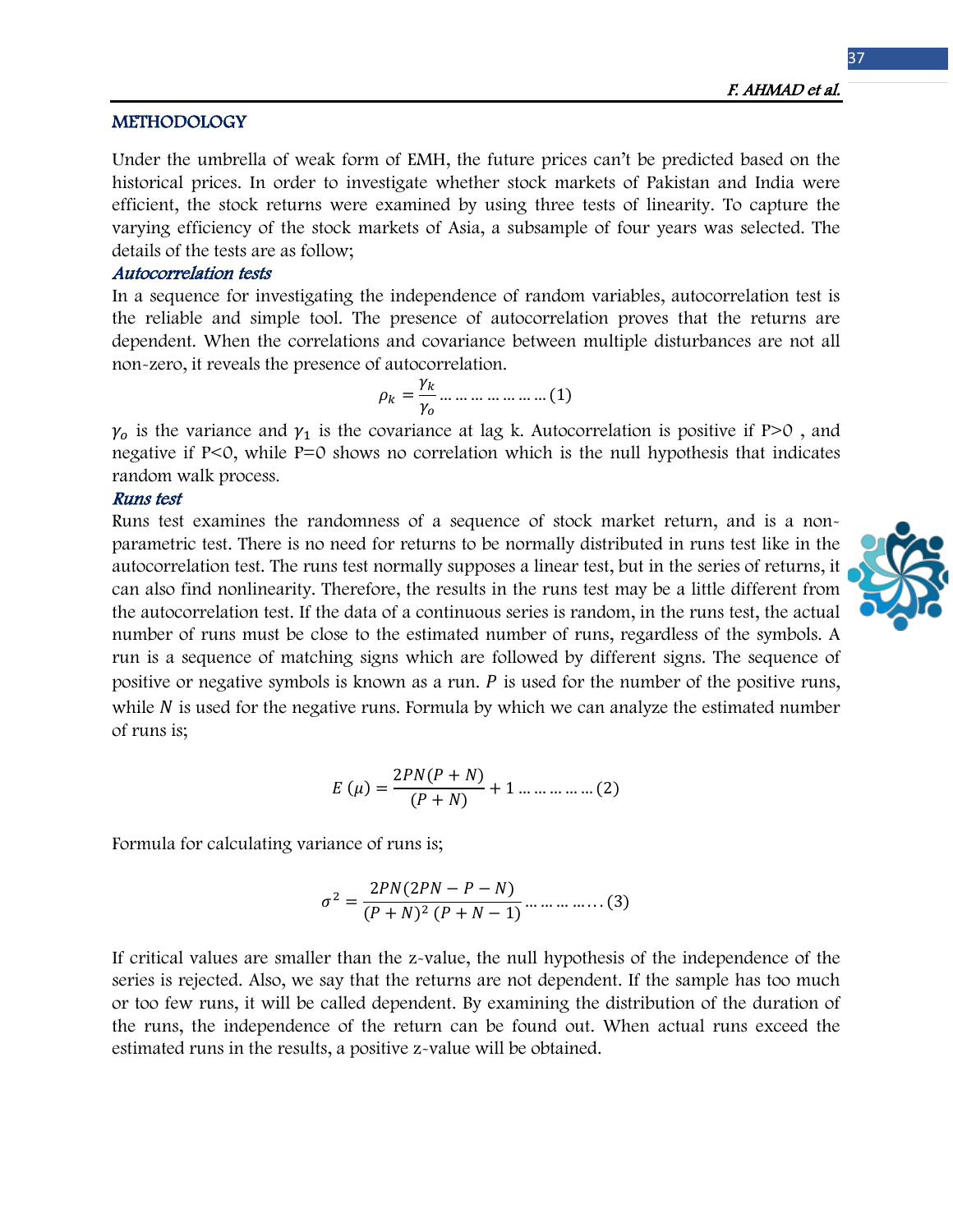## METHODOLOGY

Under the umbrella of weak form of EMH, the future prices can't be predicted based on the historical prices. In order to investigate whether stock markets of Pakistan and India were efficient, the stock returns were examined by using three tests of linearity. To capture the varying efficiency of the stock markets of Asia, a subsample of four years was selected. The details of the tests are as follow;

### *Autocorrelation tests*

In a sequence for investigating the independence of random variables, autocorrelation test is the reliable and simple tool. The presence of autocorrelation proves that the returns are dependent. When the correlations and covariance between multiple disturbances are not all non-zero, it reveals the presence of autocorrelation.

$$\rho_k = \frac{\gamma_k}{\gamma_o} \ldots\ldots\ldots\ldots\ldots\ldots\ldots (1)$$

$\gamma_o$ is the variance and $\gamma_1$ is the covariance at lag k. Autocorrelation is positive if P>0 , and negative if P<0, while P=0 shows no correlation which is the null hypothesis that indicates random walk process.

### *Runs test*

Runs test examines the randomness of a sequence of stock market return, and is a non-parametric test. There is no need for returns to be normally distributed in runs test like in the autocorrelation test. The runs test normally supposes a linear test, but in the series of returns, it can also find nonlinearity. Therefore, the results in the runs test may be a little different from the autocorrelation test. If the data of a continuous series is random, in the runs test, the actual number of runs must be close to the estimated number of runs, regardless of the symbols. A run is a sequence of matching signs which are followed by different signs. The sequence of positive or negative symbols is known as a run. $P$ is used for the number of the positive runs, while $N$ is used for the negative runs. Formula by which we can analyze the estimated number of runs is;

$$E(\mu) = \frac{2PN(P+N)}{(P+N)} + 1 \ldots\ldots\ldots\ldots\ldots (2)$$

Formula for calculating variance of runs is;

$$\sigma^2 = \frac{2PN(2PN - P - N)}{(P+N)^2\,(P+N-1)} \ldots\ldots\ldots\ldots\ldots (3)$$

If critical values are smaller than the z-value, the null hypothesis of the independence of the series is rejected. Also, we say that the returns are not dependent. If the sample has too much or too few runs, it will be called dependent. By examining the distribution of the duration of the runs, the independence of the return can be found out. When actual runs exceed the estimated runs in the results, a positive z-value will be obtained.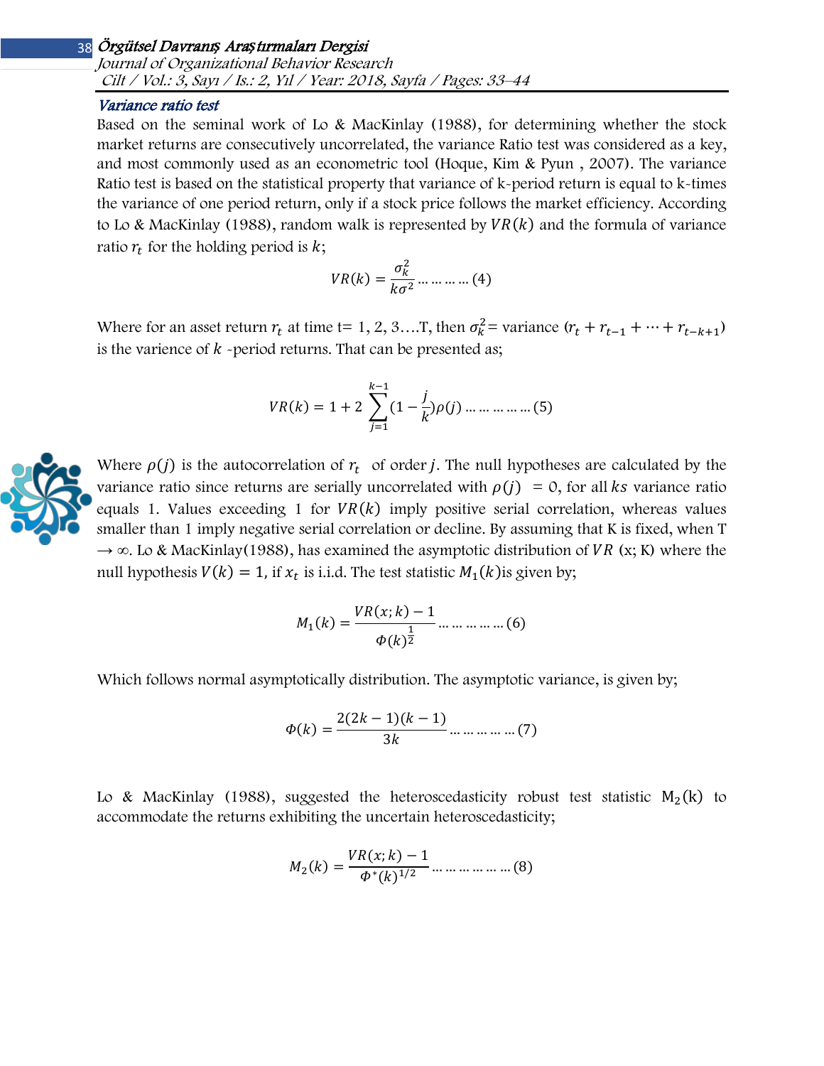### Variance ratio test

Based on the seminal work of Lo & MacKinlay (1988), for determining whether the stock market returns are consecutively uncorrelated, the variance Ratio test was considered as a key, and most commonly used as an econometric tool (Hoque, Kim & Pyun , 2007). The variance Ratio test is based on the statistical property that variance of k-period return is equal to k-times the variance of one period return, only if a stock price follows the market efficiency. According to Lo & MacKinlay (1988), random walk is represented by $VR(k)$ and the formula of variance ratio $r_t$ for the holding period is $k$;

$$VR(k) = \frac{\sigma_k^2}{k\sigma^2} \ldots\ldots\ldots\ldots (4)$$

Where for an asset return $r_t$ at time t= 1, 2, 3….T, then $\sigma_k^2$= variance $(r_t + r_{t-1} + \cdots + r_{t-k+1})$ is the varience of $k$ -period returns. That can be presented as;

$$VR(k) = 1 + 2\sum_{j=1}^{k-1}(1 - \frac{j}{k})\rho(j) \ldots\ldots\ldots\ldots\ldots (5)$$

Where $\rho(j)$ is the autocorrelation of $r_t$ of order $j$. The null hypotheses are calculated by the variance ratio since returns are serially uncorrelated with $\rho(j) = 0$, for all $ks$ variance ratio equals 1. Values exceeding 1 for $VR(k)$ imply positive serial correlation, whereas values smaller than 1 imply negative serial correlation or decline. By assuming that K is fixed, when T $\rightarrow \infty$. Lo & MacKinlay(1988), has examined the asymptotic distribution of $VR$ (x; K) where the null hypothesis $V(k) = 1$, if $x_t$ is i.i.d. The test statistic $M_1(k)$is given by;

$$M_1(k) = \frac{VR(x;k) - 1}{\Phi(k)^{\frac{1}{2}}} \ldots\ldots\ldots\ldots\ldots (6)$$

Which follows normal asymptotically distribution. The asymptotic variance, is given by;

$$\Phi(k) = \frac{2(2k-1)(k-1)}{3k} \ldots\ldots\ldots\ldots\ldots (7)$$

Lo & MacKinlay (1988), suggested the heteroscedasticity robust test statistic $M_2(k)$ to accommodate the returns exhibiting the uncertain heteroscedasticity;

$$M_2(k) = \frac{VR(x;k) - 1}{\Phi^*(k)^{1/2}} \ldots\ldots\ldots\ldots\ldots\ldots (8)$$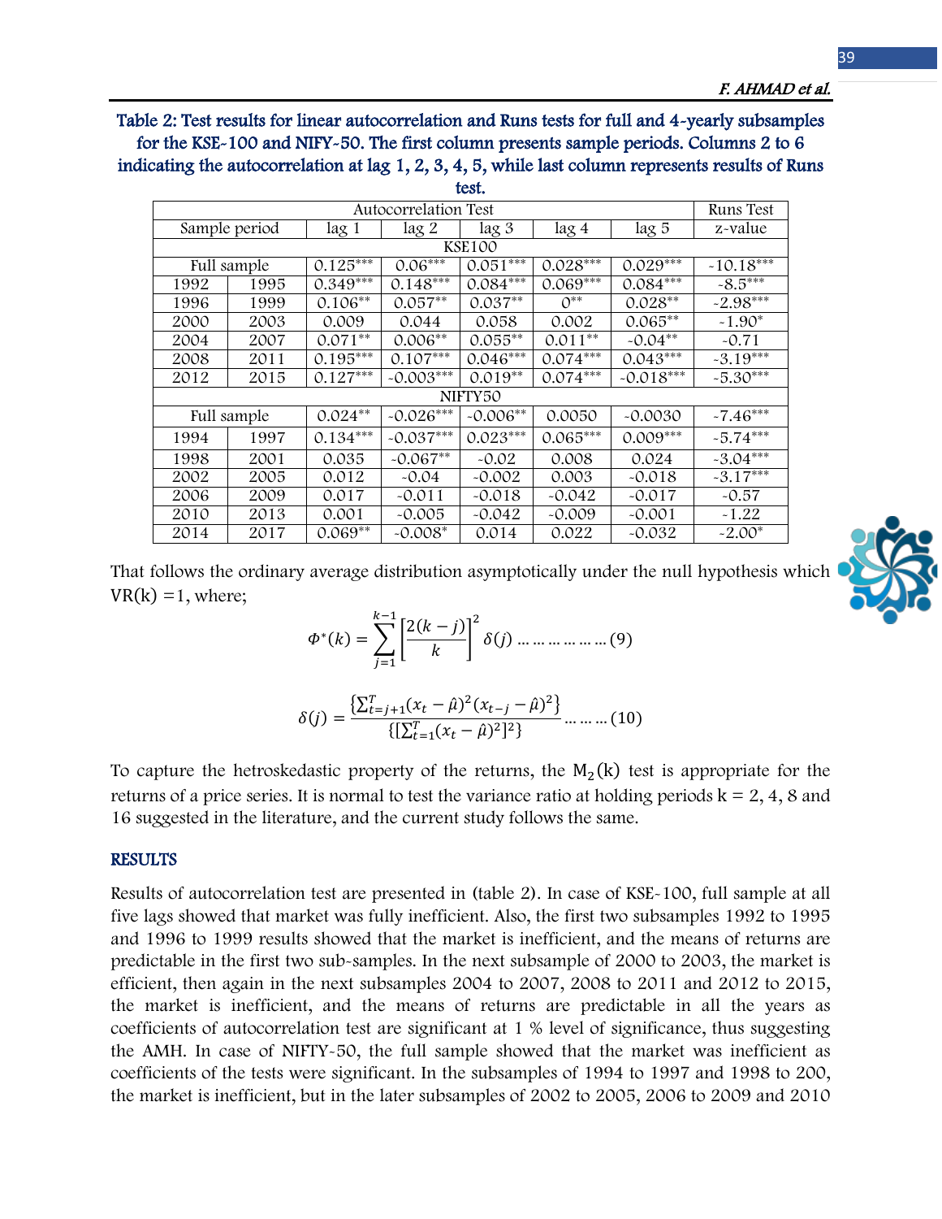**Table 2: Test results for linear autocorrelation and Runs tests for full and 4-yearly subsamples for the KSE-100 and NIFY-50. The first column presents sample periods. Columns 2 to 6 indicating the autocorrelation at lag 1, 2, 3, 4, 5, while last column represents results of Runs test.**

| Autocorrelation Test | | | | | | | Runs Test |
|---|---|---|---|---|---|---|---|
| Sample period | | lag 1 | lag 2 | lag 3 | lag 4 | lag 5 | z-value |
| KSE100 | | | | | | | |
| Full sample | | 0.125*** | 0.06*** | 0.051*** | 0.028*** | 0.029*** | -10.18*** |
| 1992 | 1995 | 0.349*** | 0.148*** | 0.084*** | 0.069*** | 0.084*** | -8.5*** |
| 1996 | 1999 | 0.106** | 0.057** | 0.037** | 0** | 0.028** | -2.98*** |
| 2000 | 2003 | 0.009 | 0.044 | 0.058 | 0.002 | 0.065** | -1.90* |
| 2004 | 2007 | 0.071** | 0.006** | 0.055** | 0.011** | -0.04** | -0.71 |
| 2008 | 2011 | 0.195*** | 0.107*** | 0.046*** | 0.074*** | 0.043*** | -3.19*** |
| 2012 | 2015 | 0.127*** | -0.003*** | 0.019** | 0.074*** | -0.018*** | -5.30*** |
| NIFTY50 | | | | | | | |
| Full sample | | 0.024** | -0.026*** | -0.006** | 0.0050 | -0.0030 | -7.46*** |
| 1994 | 1997 | 0.134*** | -0.037*** | 0.023*** | 0.065*** | 0.009*** | -5.74*** |
| 1998 | 2001 | 0.035 | -0.067** | -0.02 | 0.008 | 0.024 | -3.04*** |
| 2002 | 2005 | 0.012 | -0.04 | -0.002 | 0.003 | -0.018 | -3.17*** |
| 2006 | 2009 | 0.017 | -0.011 | -0.018 | -0.042 | -0.017 | -0.57 |
| 2010 | 2013 | 0.001 | -0.005 | -0.042 | -0.009 | -0.001 | -1.22 |
| 2014 | 2017 | 0.069** | -0.008* | 0.014 | 0.022 | -0.032 | -2.00* |

That follows the ordinary average distribution asymptotically under the null hypothesis which VR(k) =1, where;

$$\Phi^*(k) = \sum_{j=1}^{k-1} \left[\frac{2(k-j)}{k}\right]^2 \delta(j) \ldots\ldots\ldots\ldots\ldots (9)$$

$$\delta(j) = \frac{\left\{\sum_{t=j+1}^{T}(x_t - \hat{\mu})^2 (x_{t-j} - \hat{\mu})^2\right\}}{\left\{\left[\sum_{t=1}^{T}(x_t - \hat{\mu})^2\right]^2\right\}} \ldots\ldots\ldots (10)$$

To capture the hetroskedastic property of the returns, the $M_2(k)$ test is appropriate for the returns of a price series. It is normal to test the variance ratio at holding periods k = 2, 4, 8 and 16 suggested in the literature, and the current study follows the same.

## RESULTS

Results of autocorrelation test are presented in (table 2). In case of KSE-100, full sample at all five lags showed that market was fully inefficient. Also, the first two subsamples 1992 to 1995 and 1996 to 1999 results showed that the market is inefficient, and the means of returns are predictable in the first two sub-samples. In the next subsample of 2000 to 2003, the market is efficient, then again in the next subsamples 2004 to 2007, 2008 to 2011 and 2012 to 2015, the market is inefficient, and the means of returns are predictable in all the years as coefficients of autocorrelation test are significant at 1 % level of significance, thus suggesting the AMH. In case of NIFTY-50, the full sample showed that the market was inefficient as coefficients of the tests were significant. In the subsamples of 1994 to 1997 and 1998 to 200, the market is inefficient, but in the later subsamples of 2002 to 2005, 2006 to 2009 and 2010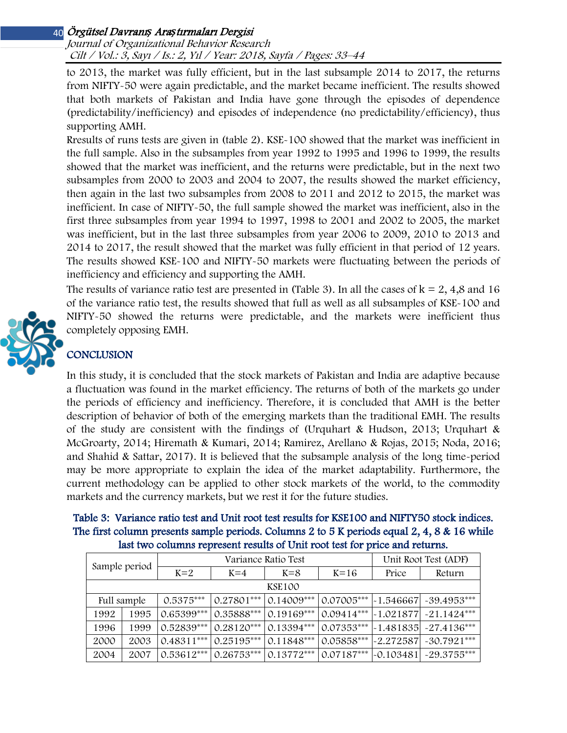to 2013, the market was fully efficient, but in the last subsample 2014 to 2017, the returns from NIFTY-50 were again predictable, and the market became inefficient. The results showed that both markets of Pakistan and India have gone through the episodes of dependence (predictability/inefficiency) and episodes of independence (no predictability/efficiency), thus supporting AMH.

Rresults of runs tests are given in (table 2). KSE-100 showed that the market was inefficient in the full sample. Also in the subsamples from year 1992 to 1995 and 1996 to 1999, the results showed that the market was inefficient, and the returns were predictable, but in the next two subsamples from 2000 to 2003 and 2004 to 2007, the results showed the market efficiency, then again in the last two subsamples from 2008 to 2011 and 2012 to 2015, the market was inefficient. In case of NIFTY-50, the full sample showed the market was inefficient, also in the first three subsamples from year 1994 to 1997, 1998 to 2001 and 2002 to 2005, the market was inefficient, but in the last three subsamples from year 2006 to 2009, 2010 to 2013 and 2014 to 2017, the result showed that the market was fully efficient in that period of 12 years. The results showed KSE-100 and NIFTY-50 markets were fluctuating between the periods of inefficiency and efficiency and supporting the AMH.

The results of variance ratio test are presented in (Table 3). In all the cases of k = 2, 4,8 and 16 of the variance ratio test, the results showed that full as well as all subsamples of KSE-100 and NIFTY-50 showed the returns were predictable, and the markets were inefficient thus completely opposing EMH.

## CONCLUSION

In this study, it is concluded that the stock markets of Pakistan and India are adaptive because a fluctuation was found in the market efficiency. The returns of both of the markets go under the periods of efficiency and inefficiency. Therefore, it is concluded that AMH is the better description of behavior of both of the emerging markets than the traditional EMH. The results of the study are consistent with the findings of (Urquhart & Hudson, 2013; Urquhart & McGroarty, 2014; Hiremath & Kumari, 2014; Ramirez, Arellano & Rojas, 2015; Noda, 2016; and Shahid & Sattar, 2017). It is believed that the subsample analysis of the long time-period may be more appropriate to explain the idea of the market adaptability. Furthermore, the current methodology can be applied to other stock markets of the world, to the commodity markets and the currency markets, but we rest it for the future studies.

**Table 3: Variance ratio test and Unit root test results for KSE100 and NIFTY50 stock indices. The first column presents sample periods. Columns 2 to 5 K periods equal 2, 4, 8 & 16 while last two columns represent results of Unit root test for price and returns.**

| Sample period | | Variance Ratio Test | | | | Unit Root Test (ADF) | |
|---|---|---|---|---|---|---|---|
| | | K=2 | K=4 | K=8 | K=16 | Price | Return |
| KSE100 | | | | | | | |
| Full sample | | 0.5375*** | 0.27801*** | 0.14009*** | 0.07005*** | -1.546667 | -39.4953*** |
| 1992 | 1995 | 0.65399*** | 0.35888*** | 0.19169*** | 0.09414*** | -1.021877 | -21.1424*** |
| 1996 | 1999 | 0.52839*** | 0.28120*** | 0.13394*** | 0.07353*** | -1.481835 | -27.4136*** |
| 2000 | 2003 | 0.48311*** | 0.25195*** | 0.11848*** | 0.05858*** | -2.272587 | -30.7921*** |
| 2004 | 2007 | 0.53612*** | 0.26753*** | 0.13772*** | 0.07187*** | -0.103481 | -29.3755*** |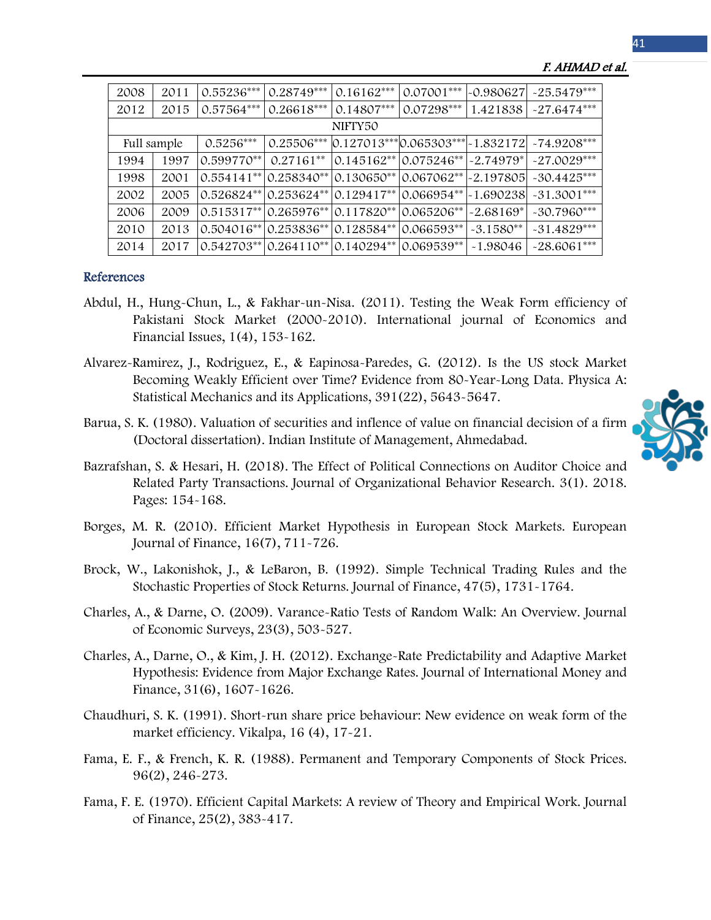| | | | | | | | |
|---|---|---|---|---|---|---|---|
| 2008 | 2011 | 0.55236*** | 0.28749*** | 0.16162*** | 0.07001*** | -0.980627 | -25.5479*** |
| 2012 | 2015 | 0.57564*** | 0.26618*** | 0.14807*** | 0.07298*** | 1.421838 | -27.6474*** |
| NIFTY50 | | | | | | | |
| Full sample | | 0.5256*** | 0.25506*** | 0.127013*** | 0.065303*** | -1.832172 | -74.9208*** |
| 1994 | 1997 | 0.599770** | 0.27161** | 0.145162** | 0.075246** | -2.74979* | -27.0029*** |
| 1998 | 2001 | 0.554141** | 0.258340** | 0.130650** | 0.067062** | -2.197805 | -30.4425*** |
| 2002 | 2005 | 0.526824** | 0.253624** | 0.129417** | 0.066954** | -1.690238 | -31.3001*** |
| 2006 | 2009 | 0.515317** | 0.265976** | 0.117820** | 0.065206** | -2.68169* | -30.7960*** |
| 2010 | 2013 | 0.504016** | 0.253836** | 0.128584** | 0.066593** | -3.1580** | -31.4829*** |
| 2014 | 2017 | 0.542703** | 0.264110** | 0.140294** | 0.069539** | -1.98046 | -28.6061*** |

## References

Abdul, H., Hung-Chun, L., & Fakhar-un-Nisa. (2011). Testing the Weak Form efficiency of Pakistani Stock Market (2000-2010). International journal of Economics and Financial Issues, 1(4), 153-162.

Alvarez-Ramirez, J., Rodriguez, E., & Eapinosa-Paredes, G. (2012). Is the US stock Market Becoming Weakly Efficient over Time? Evidence from 80-Year-Long Data. Physica A: Statistical Mechanics and its Applications, 391(22), 5643-5647.

Barua, S. K. (1980). Valuation of securities and inflence of value on financial decision of a firm (Doctoral dissertation). Indian Institute of Management, Ahmedabad.

Bazrafshan, S. & Hesari, H. (2018). The Effect of Political Connections on Auditor Choice and Related Party Transactions. Journal of Organizational Behavior Research. 3(1). 2018. Pages: 154-168.

Borges, M. R. (2010). Efficient Market Hypothesis in European Stock Markets. European Journal of Finance, 16(7), 711-726.

Brock, W., Lakonishok, J., & LeBaron, B. (1992). Simple Technical Trading Rules and the Stochastic Properties of Stock Returns. Journal of Finance, 47(5), 1731-1764.

Charles, A., & Darne, O. (2009). Varance-Ratio Tests of Random Walk: An Overview. Journal of Economic Surveys, 23(3), 503-527.

Charles, A., Darne, O., & Kim, J. H. (2012). Exchange-Rate Predictability and Adaptive Market Hypothesis: Evidence from Major Exchange Rates. Journal of International Money and Finance, 31(6), 1607-1626.

Chaudhuri, S. K. (1991). Short-run share price behaviour: New evidence on weak form of the market efficiency. Vikalpa, 16 (4), 17-21.

Fama, E. F., & French, K. R. (1988). Permanent and Temporary Components of Stock Prices. 96(2), 246-273.

Fama, F. E. (1970). Efficient Capital Markets: A review of Theory and Empirical Work. Journal of Finance, 25(2), 383-417.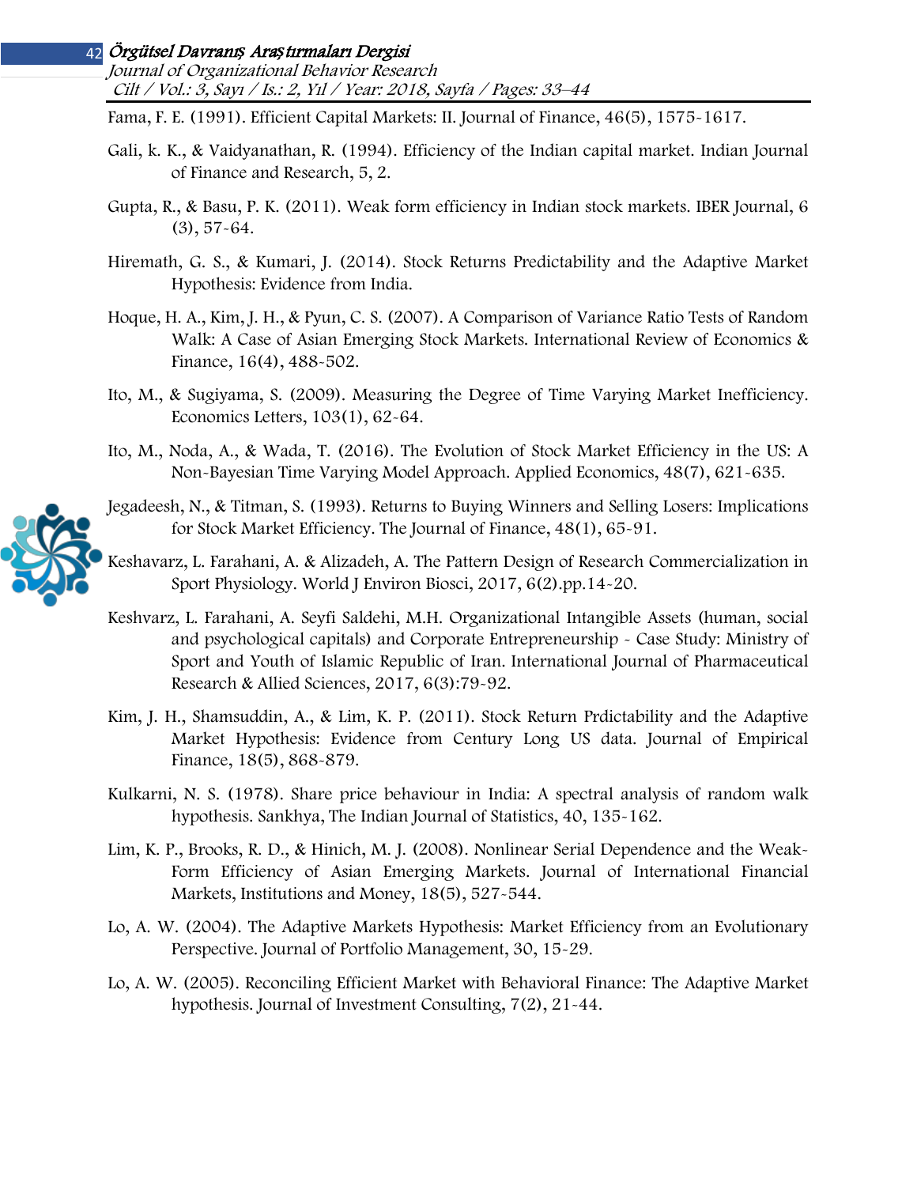Fama, F. E. (1991). Efficient Capital Markets: II. Journal of Finance, 46(5), 1575-1617.

Gali, k. K., & Vaidyanathan, R. (1994). Efficiency of the Indian capital market. Indian Journal of Finance and Research, 5, 2.

Gupta, R., & Basu, P. K. (2011). Weak form efficiency in Indian stock markets. IBER Journal, 6 (3), 57-64.

Hiremath, G. S., & Kumari, J. (2014). Stock Returns Predictability and the Adaptive Market Hypothesis: Evidence from India.

Hoque, H. A., Kim, J. H., & Pyun, C. S. (2007). A Comparison of Variance Ratio Tests of Random Walk: A Case of Asian Emerging Stock Markets. International Review of Economics & Finance, 16(4), 488-502.

Ito, M., & Sugiyama, S. (2009). Measuring the Degree of Time Varying Market Inefficiency. Economics Letters, 103(1), 62-64.

Ito, M., Noda, A., & Wada, T. (2016). The Evolution of Stock Market Efficiency in the US: A Non-Bayesian Time Varying Model Approach. Applied Economics, 48(7), 621-635.

Jegadeesh, N., & Titman, S. (1993). Returns to Buying Winners and Selling Losers: Implications for Stock Market Efficiency. The Journal of Finance, 48(1), 65-91.

Keshavarz, L. Farahani, A. & Alizadeh, A. The Pattern Design of Research Commercialization in Sport Physiology. World J Environ Biosci, 2017, 6(2).pp.14-20.

Keshvarz, L. Farahani, A. Seyfi Saldehi, M.H. Organizational Intangible Assets (human, social and psychological capitals) and Corporate Entrepreneurship - Case Study: Ministry of Sport and Youth of Islamic Republic of Iran. International Journal of Pharmaceutical Research & Allied Sciences, 2017, 6(3):79-92.

Kim, J. H., Shamsuddin, A., & Lim, K. P. (2011). Stock Return Prdictability and the Adaptive Market Hypothesis: Evidence from Century Long US data. Journal of Empirical Finance, 18(5), 868-879.

Kulkarni, N. S. (1978). Share price behaviour in India: A spectral analysis of random walk hypothesis. Sankhya, The Indian Journal of Statistics, 40, 135-162.

Lim, K. P., Brooks, R. D., & Hinich, M. J. (2008). Nonlinear Serial Dependence and the Weak-Form Efficiency of Asian Emerging Markets. Journal of International Financial Markets, Institutions and Money, 18(5), 527-544.

Lo, A. W. (2004). The Adaptive Markets Hypothesis: Market Efficiency from an Evolutionary Perspective. Journal of Portfolio Management, 30, 15-29.

Lo, A. W. (2005). Reconciling Efficient Market with Behavioral Finance: The Adaptive Market hypothesis. Journal of Investment Consulting, 7(2), 21-44.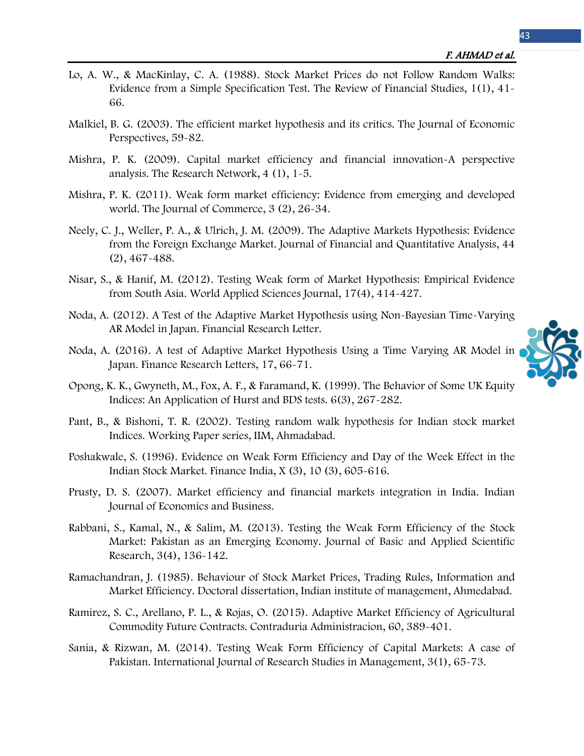Lo, A. W., & MacKinlay, C. A. (1988). Stock Market Prices do not Follow Random Walks: Evidence from a Simple Specification Test. The Review of Financial Studies, 1(1), 41-66.

Malkiel, B. G. (2003). The efficient market hypothesis and its critics. The Journal of Economic Perspectives, 59-82.

Mishra, P. K. (2009). Capital market efficiency and financial innovation-A perspective analysis. The Research Network, 4 (1), 1-5.

Mishra, P. K. (2011). Weak form market efficiency: Evidence from emerging and developed world. The Journal of Commerce, 3 (2), 26-34.

Neely, C. J., Weller, P. A., & Ulrich, J. M. (2009). The Adaptive Markets Hypothesis: Evidence from the Foreign Exchange Market. Journal of Financial and Quantitative Analysis, 44 (2), 467-488.

Nisar, S., & Hanif, M. (2012). Testing Weak form of Market Hypothesis: Empirical Evidence from South Asia. World Applied Sciences Journal, 17(4), 414-427.

Noda, A. (2012). A Test of the Adaptive Market Hypothesis using Non-Bayesian Time-Varying AR Model in Japan. Financial Research Letter.

Noda, A. (2016). A test of Adaptive Market Hypothesis Using a Time Varying AR Model in Japan. Finance Research Letters, 17, 66-71.

Opong, K. K., Gwyneth, M., Fox, A. F., & Faramand, K. (1999). The Behavior of Some UK Equity Indices: An Application of Hurst and BDS tests. 6(3), 267-282.

Pant, B., & Bishoni, T. R. (2002). Testing random walk hypothesis for Indian stock market Indices. Working Paper series, IIM, Ahmadabad.

Poshakwale, S. (1996). Evidence on Weak Form Efficiency and Day of the Week Effect in the Indian Stock Market. Finance India, X (3), 10 (3), 605-616.

Prusty, D. S. (2007). Market efficiency and financial markets integration in India. Indian Journal of Economics and Business.

Rabbani, S., Kamal, N., & Salim, M. (2013). Testing the Weak Form Efficiency of the Stock Market: Pakistan as an Emerging Economy. Journal of Basic and Applied Scientific Research, 3(4), 136-142.

Ramachandran, J. (1985). Behaviour of Stock Market Prices, Trading Rules, Information and Market Efficiency. Doctoral dissertation, Indian institute of management, Ahmedabad.

Ramirez, S. C., Arellano, P. L., & Rojas, O. (2015). Adaptive Market Efficiency of Agricultural Commodity Future Contracts. Contraduria Administracion, 60, 389-401.

Sania, & Rizwan, M. (2014). Testing Weak Form Efficiency of Capital Markets: A case of Pakistan. International Journal of Research Studies in Management, 3(1), 65-73.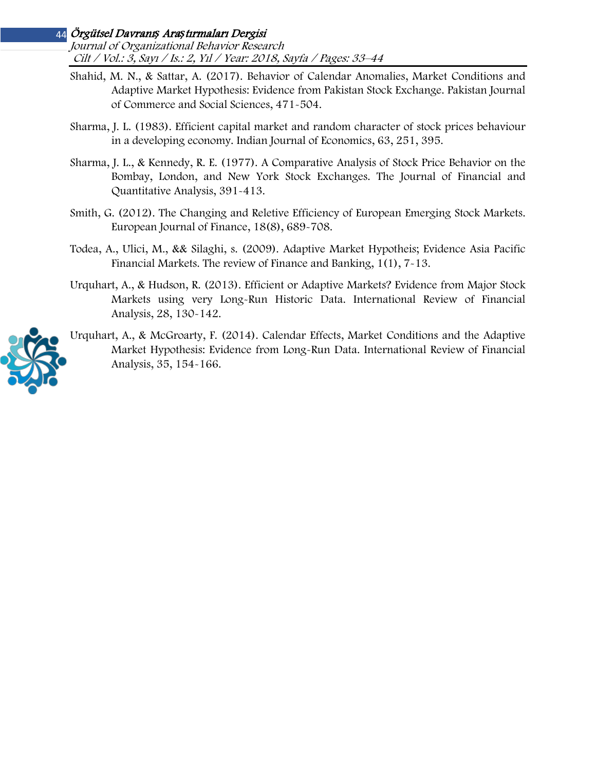Shahid, M. N., & Sattar, A. (2017). Behavior of Calendar Anomalies, Market Conditions and Adaptive Market Hypothesis: Evidence from Pakistan Stock Exchange. Pakistan Journal of Commerce and Social Sciences, 471-504.

Sharma, J. L. (1983). Efficient capital market and random character of stock prices behaviour in a developing economy. Indian Journal of Economics, 63, 251, 395.

Sharma, J. L., & Kennedy, R. E. (1977). A Comparative Analysis of Stock Price Behavior on the Bombay, London, and New York Stock Exchanges. The Journal of Financial and Quantitative Analysis, 391-413.

Smith, G. (2012). The Changing and Reletive Efficiency of European Emerging Stock Markets. European Journal of Finance, 18(8), 689-708.

Todea, A., Ulici, M., && Silaghi, s. (2009). Adaptive Market Hypotheis; Evidence Asia Pacific Financial Markets. The review of Finance and Banking, 1(1), 7-13.

Urquhart, A., & Hudson, R. (2013). Efficient or Adaptive Markets? Evidence from Major Stock Markets using very Long-Run Historic Data. International Review of Financial Analysis, 28, 130-142.

Urquhart, A., & McGroarty, F. (2014). Calendar Effects, Market Conditions and the Adaptive Market Hypothesis: Evidence from Long-Run Data. International Review of Financial Analysis, 35, 154-166.